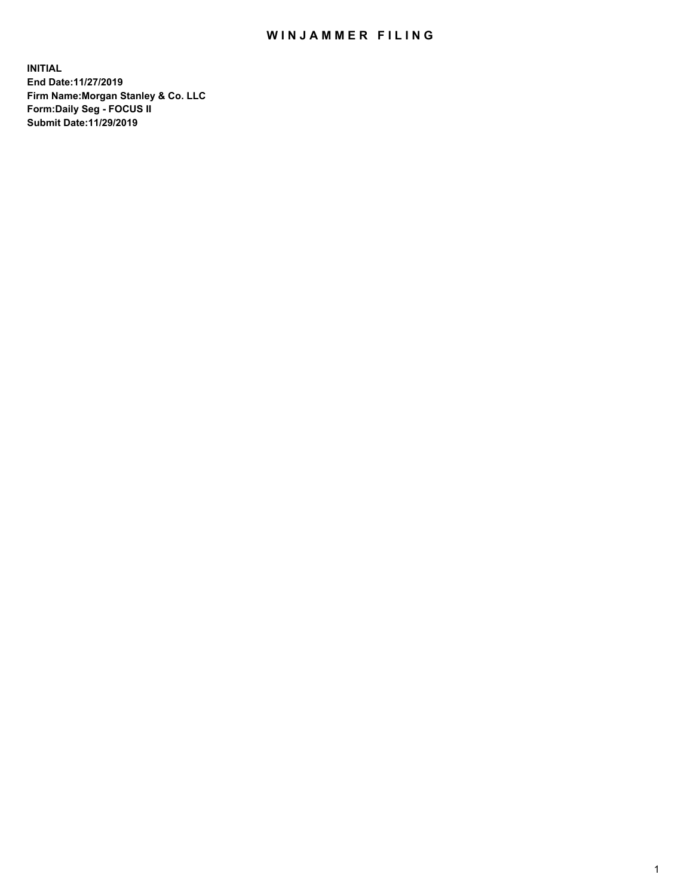# WINJAMMER FILING

**INITIAL**
**End Date:11/27/2019**
**Firm Name:Morgan Stanley & Co. LLC**
**Form:Daily Seg - FOCUS II**
**Submit Date:11/29/2019**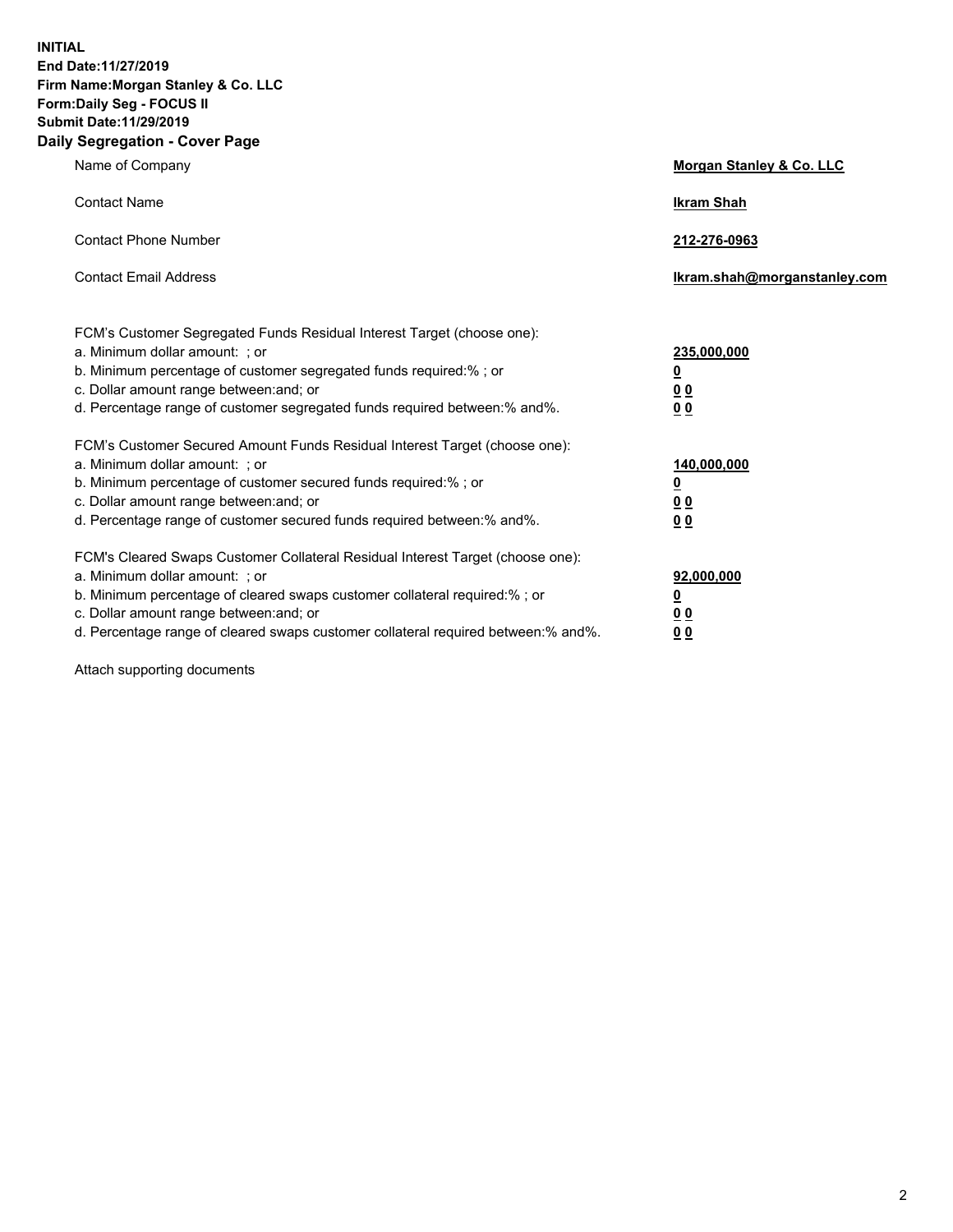**INITIAL**
**End Date:11/27/2019**
**Firm Name:Morgan Stanley & Co. LLC**
**Form:Daily Seg - FOCUS II**
**Submit Date:11/29/2019**
**Daily Segregation - Cover Page**

| | |
|---|---|
| Name of Company | **Morgan Stanley & Co. LLC** |
| Contact Name | **Ikram Shah** |
| Contact Phone Number | **212-276-0963** |
| Contact Email Address | **Ikram.shah@morganstanley.com** |

| | |
|---|---|
| FCM's Customer Segregated Funds Residual Interest Target (choose one): | |
| a. Minimum dollar amount: ; or | **235,000,000** |
| b. Minimum percentage of customer segregated funds required:% ; or | **0** |
| c. Dollar amount range between:and; or | **0 0** |
| d. Percentage range of customer segregated funds required between:% and%. | **0 0** |
| FCM's Customer Secured Amount Funds Residual Interest Target (choose one): | |
| a. Minimum dollar amount: ; or | **140,000,000** |
| b. Minimum percentage of customer secured funds required:% ; or | **0** |
| c. Dollar amount range between:and; or | **0 0** |
| d. Percentage range of customer secured funds required between:% and%. | **0 0** |
| FCM's Cleared Swaps Customer Collateral Residual Interest Target (choose one): | |
| a. Minimum dollar amount: ; or | **92,000,000** |
| b. Minimum percentage of cleared swaps customer collateral required:% ; or | **0** |
| c. Dollar amount range between:and; or | **0 0** |
| d. Percentage range of cleared swaps customer collateral required between:% and%. | **0 0** |

Attach supporting documents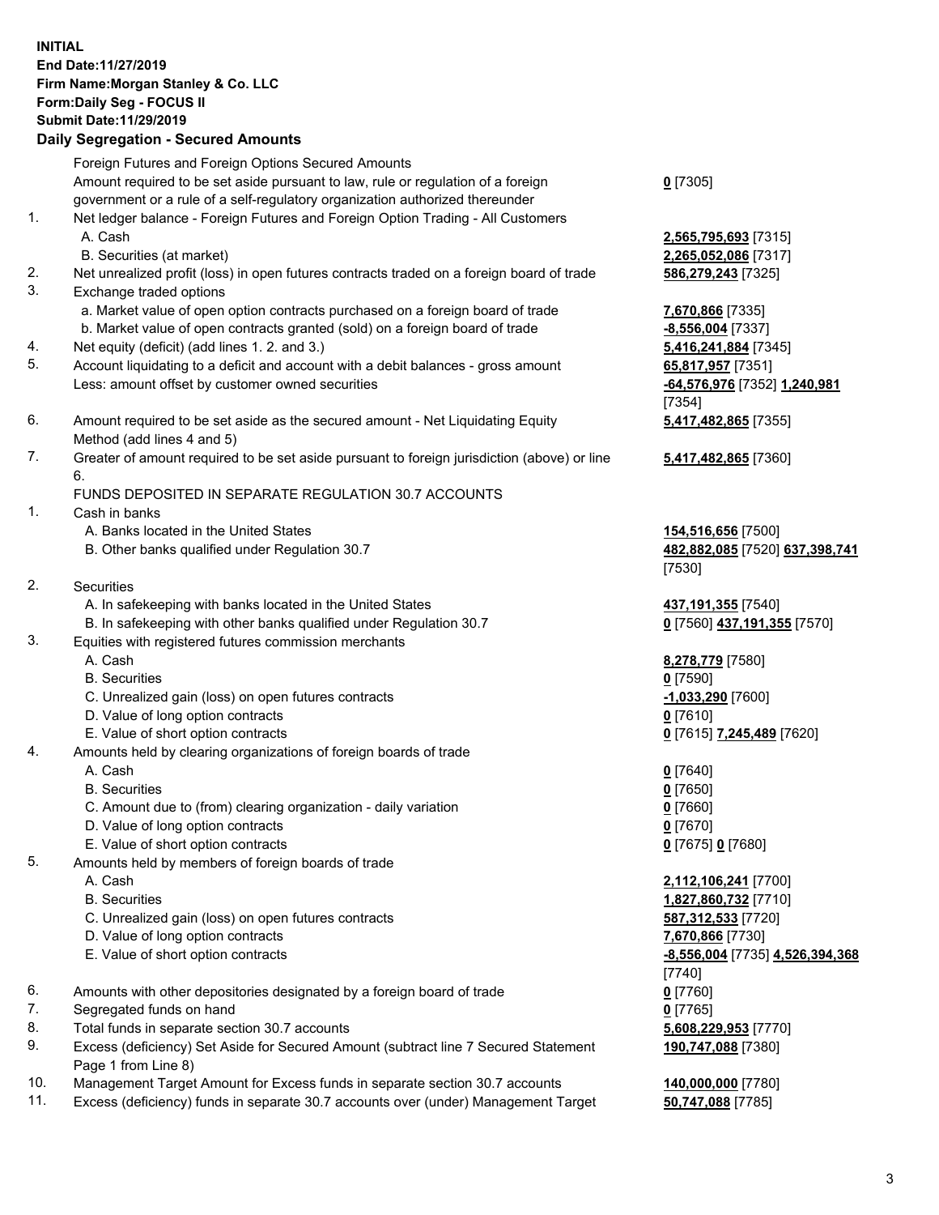**INITIAL**
**End Date:11/27/2019**
**Firm Name:Morgan Stanley & Co. LLC**
**Form:Daily Seg - FOCUS II**
**Submit Date:11/29/2019**

## Daily Segregation - Secured Amounts

| | | |
|---|---|---|
| | Foreign Futures and Foreign Options Secured Amounts | |
| | Amount required to be set aside pursuant to law, rule or regulation of a foreign government or a rule of a self-regulatory organization authorized thereunder | **0** [7305] |
| 1. | Net ledger balance - Foreign Futures and Foreign Option Trading - All Customers | |
| | A. Cash | **2,565,795,693** [7315] |
| | B. Securities (at market) | **2,265,052,086** [7317] |
| 2. | Net unrealized profit (loss) in open futures contracts traded on a foreign board of trade | **586,279,243** [7325] |
| 3. | Exchange traded options | |
| | a. Market value of open option contracts purchased on a foreign board of trade | **7,670,866** [7335] |
| | b. Market value of open contracts granted (sold) on a foreign board of trade | **-8,556,004** [7337] |
| 4. | Net equity (deficit) (add lines 1. 2. and 3.) | **5,416,241,884** [7345] |
| 5. | Account liquidating to a deficit and account with a debit balances - gross amount | **65,817,957** [7351] |
| | Less: amount offset by customer owned securities | **-64,576,976** [7352] **1,240,981** [7354] |
| 6. | Amount required to be set aside as the secured amount - Net Liquidating Equity Method (add lines 4 and 5) | **5,417,482,865** [7355] |
| 7. | Greater of amount required to be set aside pursuant to foreign jurisdiction (above) or line 6. | **5,417,482,865** [7360] |
| | FUNDS DEPOSITED IN SEPARATE REGULATION 30.7 ACCOUNTS | |
| 1. | Cash in banks | |
| | A. Banks located in the United States | **154,516,656** [7500] |
| | B. Other banks qualified under Regulation 30.7 | **482,882,085** [7520] **637,398,741** [7530] |
| 2. | Securities | |
| | A. In safekeeping with banks located in the United States | **437,191,355** [7540] |
| | B. In safekeeping with other banks qualified under Regulation 30.7 | **0** [7560] **437,191,355** [7570] |
| 3. | Equities with registered futures commission merchants | |
| | A. Cash | **8,278,779** [7580] |
| | B. Securities | **0** [7590] |
| | C. Unrealized gain (loss) on open futures contracts | **-1,033,290** [7600] |
| | D. Value of long option contracts | **0** [7610] |
| | E. Value of short option contracts | **0** [7615] **7,245,489** [7620] |
| 4. | Amounts held by clearing organizations of foreign boards of trade | |
| | A. Cash | **0** [7640] |
| | B. Securities | **0** [7650] |
| | C. Amount due to (from) clearing organization - daily variation | **0** [7660] |
| | D. Value of long option contracts | **0** [7670] |
| | E. Value of short option contracts | **0** [7675] **0** [7680] |
| 5. | Amounts held by members of foreign boards of trade | |
| | A. Cash | **2,112,106,241** [7700] |
| | B. Securities | **1,827,860,732** [7710] |
| | C. Unrealized gain (loss) on open futures contracts | **587,312,533** [7720] |
| | D. Value of long option contracts | **7,670,866** [7730] |
| | E. Value of short option contracts | **-8,556,004** [7735] **4,526,394,368** [7740] |
| 6. | Amounts with other depositories designated by a foreign board of trade | **0** [7760] |
| 7. | Segregated funds on hand | **0** [7765] |
| 8. | Total funds in separate section 30.7 accounts | **5,608,229,953** [7770] |
| 9. | Excess (deficiency) Set Aside for Secured Amount (subtract line 7 Secured Statement Page 1 from Line 8) | **190,747,088** [7380] |
| 10. | Management Target Amount for Excess funds in separate section 30.7 accounts | **140,000,000** [7780] |
| 11. | Excess (deficiency) funds in separate 30.7 accounts over (under) Management Target | **50,747,088** [7785] |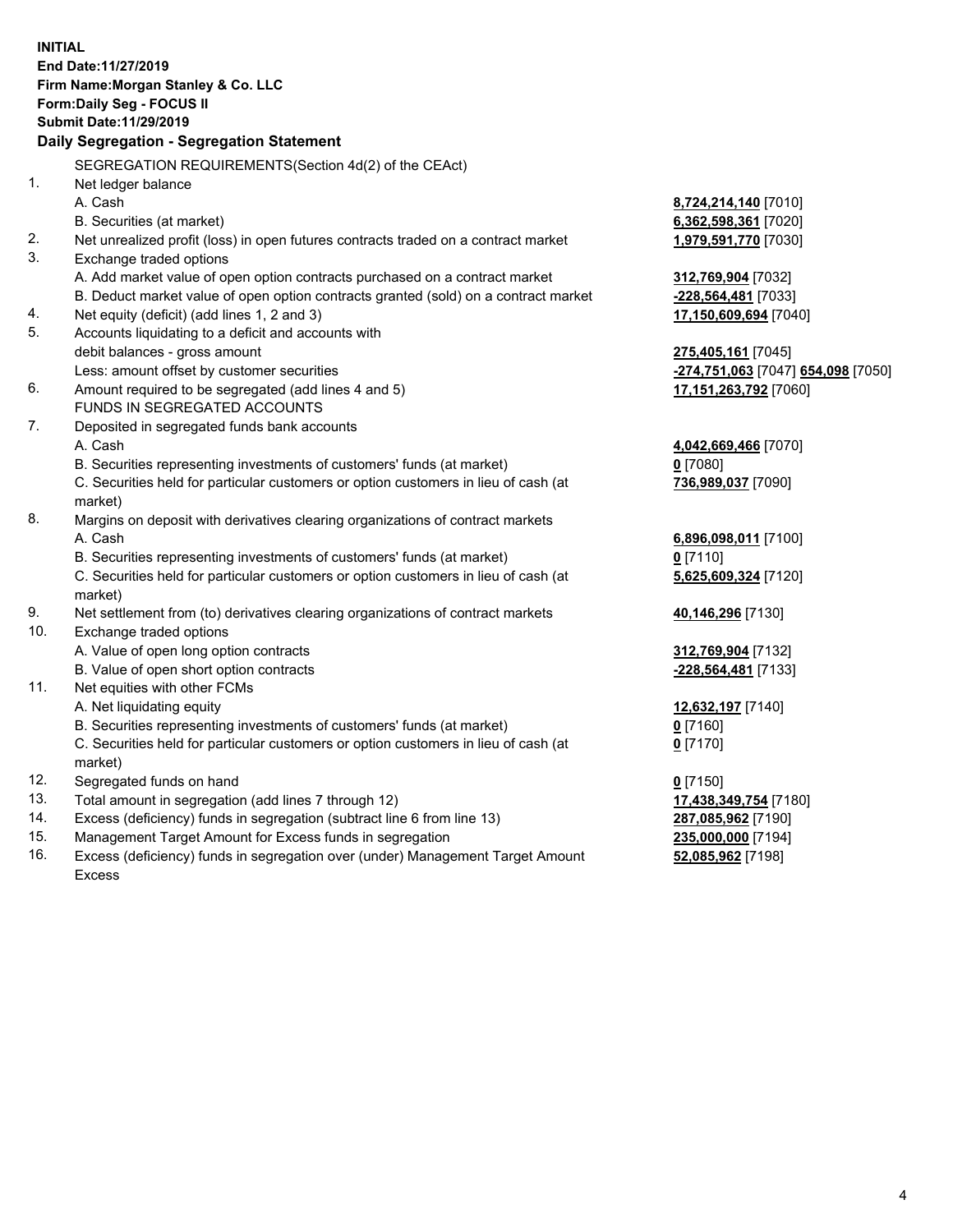**INITIAL**
**End Date:11/27/2019**
**Firm Name:Morgan Stanley & Co. LLC**
**Form:Daily Seg - FOCUS II**
**Submit Date:11/29/2019**

## Daily Segregation - Segregation Statement

| | | |
|---|---|---|
| | SEGREGATION REQUIREMENTS(Section 4d(2) of the CEAct) | |
| 1. | Net ledger balance | |
| | A. Cash | **8,724,214,140** [7010] |
| | B. Securities (at market) | **6,362,598,361** [7020] |
| 2. | Net unrealized profit (loss) in open futures contracts traded on a contract market | **1,979,591,770** [7030] |
| 3. | Exchange traded options | |
| | A. Add market value of open option contracts purchased on a contract market | **312,769,904** [7032] |
| | B. Deduct market value of open option contracts granted (sold) on a contract market | **-228,564,481** [7033] |
| 4. | Net equity (deficit) (add lines 1, 2 and 3) | **17,150,609,694** [7040] |
| 5. | Accounts liquidating to a deficit and accounts with debit balances - gross amount | **275,405,161** [7045] |
| | Less: amount offset by customer securities | **-274,751,063** [7047] **654,098** [7050] |
| 6. | Amount required to be segregated (add lines 4 and 5) | **17,151,263,792** [7060] |
| | FUNDS IN SEGREGATED ACCOUNTS | |
| 7. | Deposited in segregated funds bank accounts | |
| | A. Cash | **4,042,669,466** [7070] |
| | B. Securities representing investments of customers' funds (at market) | **0** [7080] |
| | C. Securities held for particular customers or option customers in lieu of cash (at market) | **736,989,037** [7090] |
| 8. | Margins on deposit with derivatives clearing organizations of contract markets | |
| | A. Cash | **6,896,098,011** [7100] |
| | B. Securities representing investments of customers' funds (at market) | **0** [7110] |
| | C. Securities held for particular customers or option customers in lieu of cash (at market) | **5,625,609,324** [7120] |
| 9. | Net settlement from (to) derivatives clearing organizations of contract markets | **40,146,296** [7130] |
| 10. | Exchange traded options | |
| | A. Value of open long option contracts | **312,769,904** [7132] |
| | B. Value of open short option contracts | **-228,564,481** [7133] |
| 11. | Net equities with other FCMs | |
| | A. Net liquidating equity | **12,632,197** [7140] |
| | B. Securities representing investments of customers' funds (at market) | **0** [7160] |
| | C. Securities held for particular customers or option customers in lieu of cash (at market) | **0** [7170] |
| 12. | Segregated funds on hand | **0** [7150] |
| 13. | Total amount in segregation (add lines 7 through 12) | **17,438,349,754** [7180] |
| 14. | Excess (deficiency) funds in segregation (subtract line 6 from line 13) | **287,085,962** [7190] |
| 15. | Management Target Amount for Excess funds in segregation | **235,000,000** [7194] |
| 16. | Excess (deficiency) funds in segregation over (under) Management Target Amount Excess | **52,085,962** [7198] |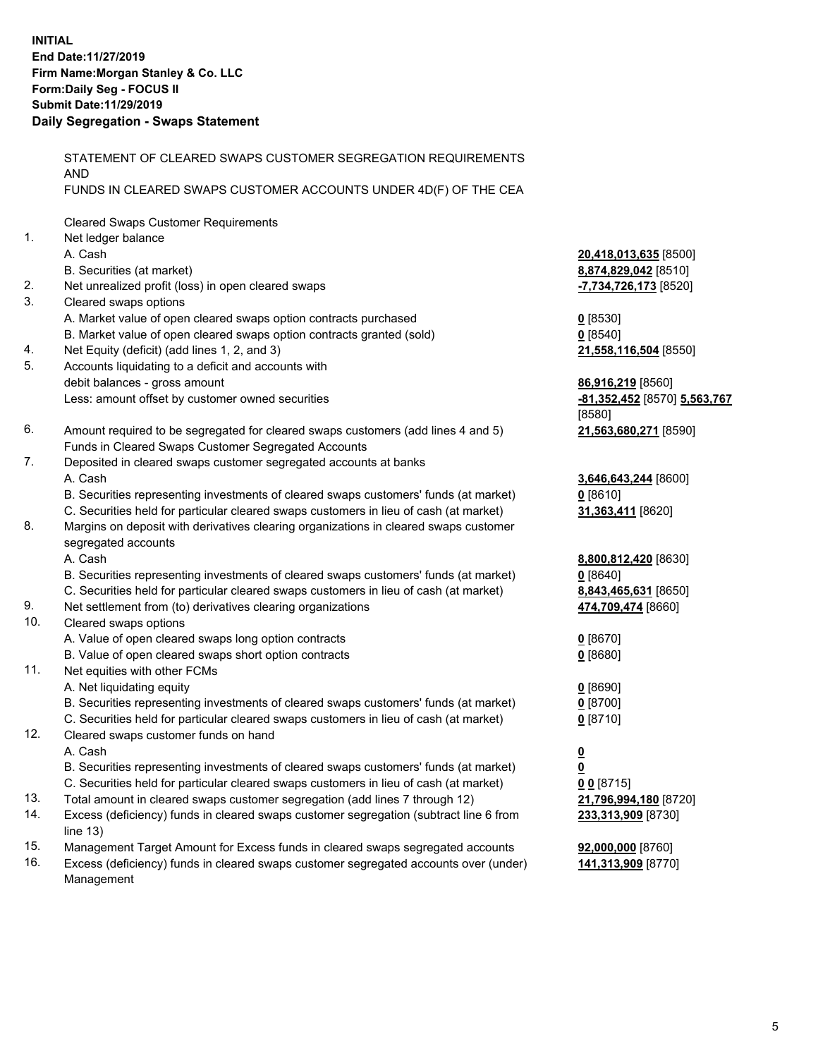**INITIAL**
**End Date:11/27/2019**
**Firm Name:Morgan Stanley & Co. LLC**
**Form:Daily Seg - FOCUS II**
**Submit Date:11/29/2019**
**Daily Segregation - Swaps Statement**

STATEMENT OF CLEARED SWAPS CUSTOMER SEGREGATION REQUIREMENTS AND FUNDS IN CLEARED SWAPS CUSTOMER ACCOUNTS UNDER 4D(F) OF THE CEA

| | | |
|---|---|---|
| | Cleared Swaps Customer Requirements | |
| 1. | Net ledger balance | |
| | A. Cash | **20,418,013,635** [8500] |
| | B. Securities (at market) | **8,874,829,042** [8510] |
| 2. | Net unrealized profit (loss) in open cleared swaps | **-7,734,726,173** [8520] |
| 3. | Cleared swaps options | |
| | A. Market value of open cleared swaps option contracts purchased | **0** [8530] |
| | B. Market value of open cleared swaps option contracts granted (sold) | **0** [8540] |
| 4. | Net Equity (deficit) (add lines 1, 2, and 3) | **21,558,116,504** [8550] |
| 5. | Accounts liquidating to a deficit and accounts with debit balances - gross amount | **86,916,219** [8560] |
| | Less: amount offset by customer owned securities | **-81,352,452** [8570] **5,563,767** [8580] |
| 6. | Amount required to be segregated for cleared swaps customers (add lines 4 and 5) | **21,563,680,271** [8590] |
| | Funds in Cleared Swaps Customer Segregated Accounts | |
| 7. | Deposited in cleared swaps customer segregated accounts at banks | |
| | A. Cash | **3,646,643,244** [8600] |
| | B. Securities representing investments of cleared swaps customers' funds (at market) | **0** [8610] |
| | C. Securities held for particular cleared swaps customers in lieu of cash (at market) | **31,363,411** [8620] |
| 8. | Margins on deposit with derivatives clearing organizations in cleared swaps customer segregated accounts | |
| | A. Cash | **8,800,812,420** [8630] |
| | B. Securities representing investments of cleared swaps customers' funds (at market) | **0** [8640] |
| | C. Securities held for particular cleared swaps customers in lieu of cash (at market) | **8,843,465,631** [8650] |
| 9. | Net settlement from (to) derivatives clearing organizations | **474,709,474** [8660] |
| 10. | Cleared swaps options | |
| | A. Value of open cleared swaps long option contracts | **0** [8670] |
| | B. Value of open cleared swaps short option contracts | **0** [8680] |
| 11. | Net equities with other FCMs | |
| | A. Net liquidating equity | **0** [8690] |
| | B. Securities representing investments of cleared swaps customers' funds (at market) | **0** [8700] |
| | C. Securities held for particular cleared swaps customers in lieu of cash (at market) | **0** [8710] |
| 12. | Cleared swaps customer funds on hand | |
| | A. Cash | **0** |
| | B. Securities representing investments of cleared swaps customers' funds (at market) | **0** |
| | C. Securities held for particular cleared swaps customers in lieu of cash (at market) | **0** **0** [8715] |
| 13. | Total amount in cleared swaps customer segregation (add lines 7 through 12) | **21,796,994,180** [8720] |
| 14. | Excess (deficiency) funds in cleared swaps customer segregation (subtract line 6 from line 13) | **233,313,909** [8730] |
| 15. | Management Target Amount for Excess funds in cleared swaps segregated accounts | **92,000,000** [8760] |
| 16. | Excess (deficiency) funds in cleared swaps customer segregated accounts over (under) Management | **141,313,909** [8770] |